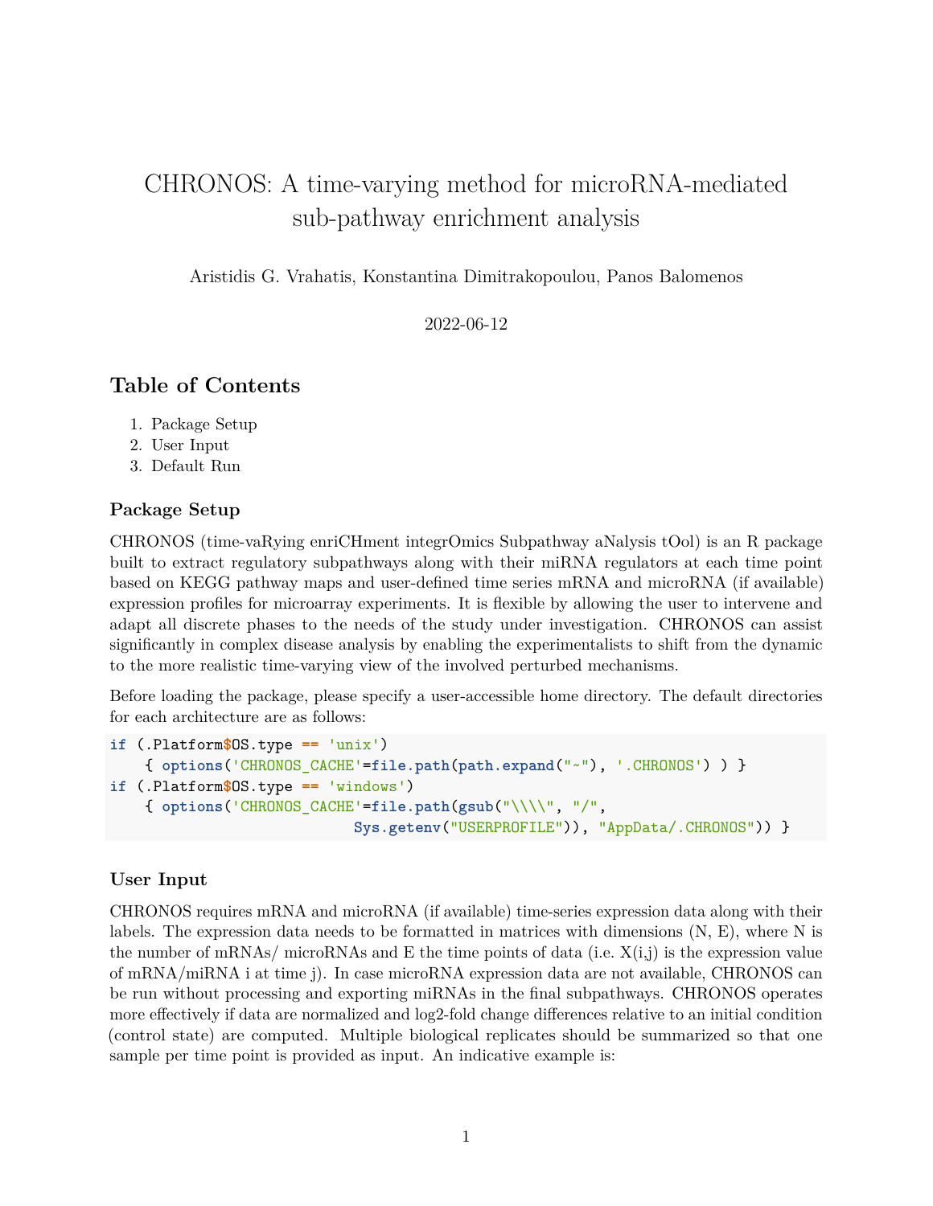# CHRONOS: A time-varying method for microRNA-mediated sub-pathway enrichment analysis

Aristidis G. Vrahatis, Konstantina Dimitrakopoulou, Panos Balomenos

2022-06-12

## Table of Contents

1. Package Setup
2. User Input
3. Default Run

### Package Setup

CHRONOS (time-vaRying enriCHment integrOmics Subpathway aNalysis tOol) is an R package built to extract regulatory subpathways along with their miRNA regulators at each time point based on KEGG pathway maps and user-defined time series mRNA and microRNA (if available) expression profiles for microarray experiments. It is flexible by allowing the user to intervene and adapt all discrete phases to the needs of the study under investigation. CHRONOS can assist significantly in complex disease analysis by enabling the experimentalists to shift from the dynamic to the more realistic time-varying view of the involved perturbed mechanisms.

Before loading the package, please specify a user-accessible home directory. The default directories for each architecture are as follows:

```
if (.Platform$OS.type == 'unix')
    { options('CHRONOS_CACHE'=file.path(path.expand("~"), '.CHRONOS') ) }
if (.Platform$OS.type == 'windows')
    { options('CHRONOS_CACHE'=file.path(gsub("\\\\", "/",
                            Sys.getenv("USERPROFILE")), "AppData/.CHRONOS")) }
```

### User Input

CHRONOS requires mRNA and microRNA (if available) time-series expression data along with their labels. The expression data needs to be formatted in matrices with dimensions (N, E), where N is the number of mRNAs/ microRNAs and E the time points of data (i.e. X(i,j) is the expression value of mRNA/miRNA i at time j). In case microRNA expression data are not available, CHRONOS can be run without processing and exporting miRNAs in the final subpathways. CHRONOS operates more effectively if data are normalized and log2-fold change differences relative to an initial condition (control state) are computed. Multiple biological replicates should be summarized so that one sample per time point is provided as input. An indicative example is: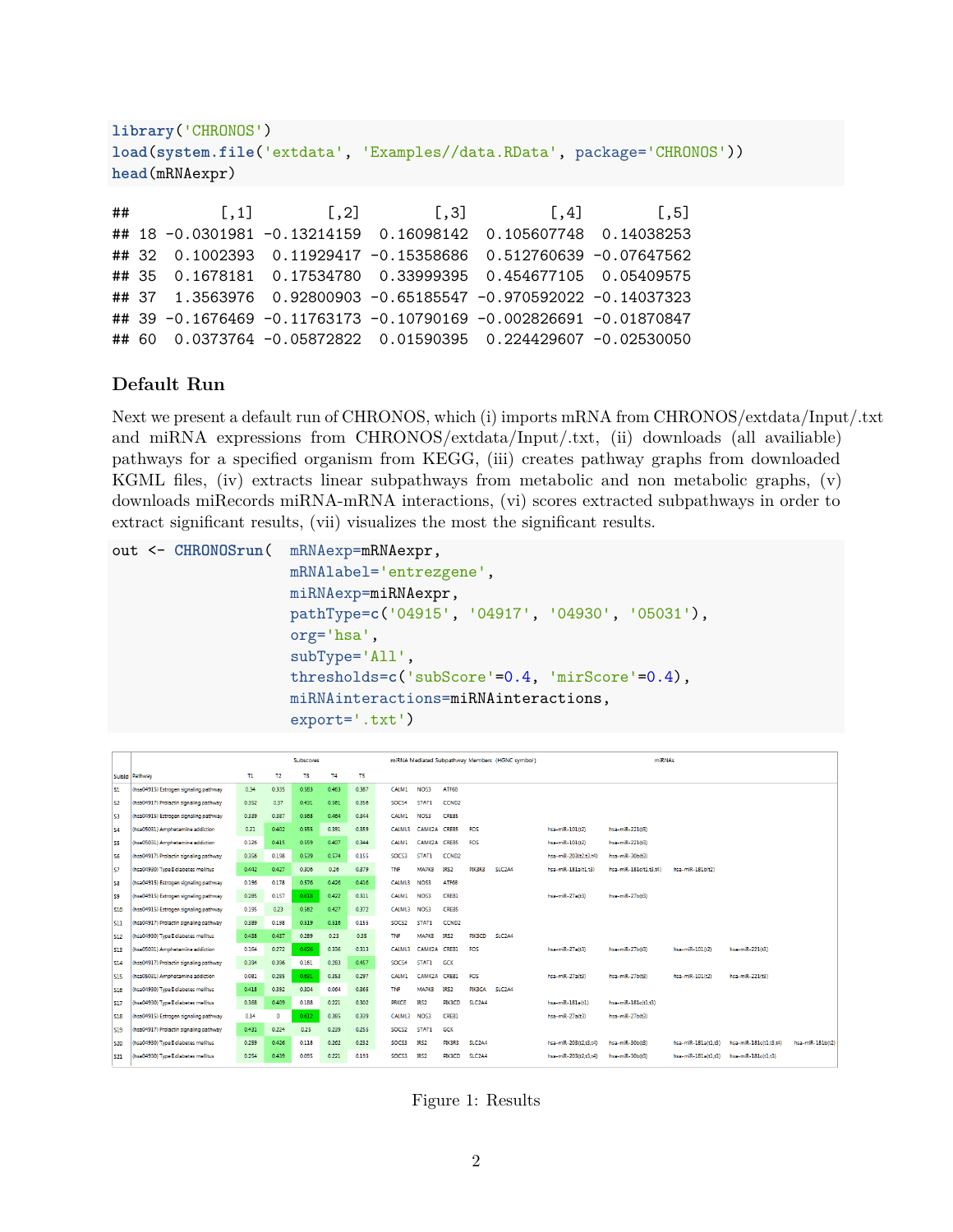```r
library('CHRONOS')
load(system.file('extdata', 'Examples//data.RData', package='CHRONOS'))
head(mRNAexpr)
```

```
##          [,1]        [,2]        [,3]         [,4]        [,5]
## 18 -0.0301981 -0.13214159  0.16098142  0.105607748  0.14038253
## 32  0.1002393  0.11929417 -0.15358686  0.512760639 -0.07647562
## 35  0.1678181  0.17534780  0.33999395  0.454677105  0.05409575
## 37  1.3563976  0.92800903 -0.65185547 -0.970592022 -0.14037323
## 39 -0.1676469 -0.11763173 -0.10790169 -0.002826691 -0.01870847
## 60  0.0373764 -0.05872822  0.01590395  0.224429607 -0.02530050
```

### Default Run

Next we present a default run of CHRONOS, which (i) imports mRNA from CHRONOS/extdata/Input/.txt and miRNA expressions from CHRONOS/extdata/Input/.txt, (ii) downloads (all availiable) pathways for a specified organism from KEGG, (iii) creates pathway graphs from downloaded KGML files, (iv) extracts linear subpathways from metabolic and non metabolic graphs, (v) downloads miRecords miRNA-mRNA interactions, (vi) scores extracted subpathways in order to extract significant results, (vii) visualizes the most the significant results.

```r
out <- CHRONOSrun(  mRNAexp=mRNAexpr,
                    mRNAlabel='entrezgene',
                    miRNAexp=miRNAexpr,
                    pathType=c('04915', '04917', '04930', '05031'),
                    org='hsa',
                    subType='All',
                    thresholds=c('subScore'=0.4, 'mirScore'=0.4),
                    miRNAinteractions=miRNAinteractions,
                    export='.txt')
```

| | | Subscores | | | | | miRNA Mediated Subpathway Members (HGNC symbol) | | | | | miRNAs | | | | |
|---|---|---|---|---|---|---|---|---|---|---|---|---|---|---|---|---|
| SubId | Pathway | T1 | T2 | T3 | T4 | T5 | | | | | | | | | | |
| S1 | (hsa04915) Estrogen signaling pathway | 0.34 | 0.335 | 0.583 | 0.463 | 0.387 | CALM1 | NOS3 | ATF6B | | | | | | | |
| S2 | (hsa04917) Prolactin signaling pathway | 0.352 | 0.37 | 0.431 | 0.381 | 0.356 | SOCS4 | STAT1 | CCND2 | | | | | | | |
| S3 | (hsa04915) Estrogen signaling pathway | 0.339 | 0.387 | 0.368 | 0.484 | 0.344 | CALM1 | NOS3 | CREB5 | | | | | | | |
| S4 | (hsa05031) Amphetamine addiction | 0.21 | 0.402 | 0.555 | 0.391 | 0.359 | CALML3 | CAMK2A | CREB5 | FOS | | hsa-miR-101(t2) | hsa-miR-221(t3) | | | |
| S5 | (hsa05031) Amphetamine addiction | 0.126 | 0.415 | 0.559 | 0.407 | 0.344 | CALM1 | CAMK2A | CREB5 | FOS | | hsa-miR-101(t2) | hsa-miR-221(t3) | | | |
| S6 | (hsa04917) Prolactin signaling pathway | 0.356 | 0.198 | 0.539 | 0.574 | 0.155 | SOCS3 | STAT1 | CCND2 | | | hsa-miR-203(t2,t3,t4) | hsa-miR-30b(t3) | | | |
| S7 | (hsa04930) Type II diabetes mellitus | 0.442 | 0.427 | 0.306 | 0.26 | 0.379 | TNF | MAPK8 | IRS2 | PIK3R3 | SLC2A4 | hsa-miR-181a(t1,t3) | hsa-miR-181c(t1,t3,t4) | hsa-miR-181b(t2) | | |
| S8 | (hsa04915) Estrogen signaling pathway | 0.196 | 0.178 | 0.576 | 0.426 | 0.416 | CALML3 | NOS3 | ATF6B | | | | | | | |
| S9 | (hsa04915) Estrogen signaling pathway | 0.285 | 0.157 | 0.618 | 0.422 | 0.311 | CALM1 | NOS3 | CREB1 | | | hsa-miR-27a(t3) | hsa-miR-27b(t3) | | | |
| S10 | (hsa04915) Estrogen signaling pathway | 0.195 | 0.23 | 0.562 | 0.427 | 0.372 | CALML3 | NOS3 | CREB5 | | | | | | | |
| S11 | (hsa04917) Prolactin signaling pathway | 0.389 | 0.198 | 0.519 | 0.516 | 0.155 | SOCS2 | STAT1 | CCND2 | | | | | | | |
| S12 | (hsa04930) Type II diabetes mellitus | 0.438 | 0.437 | 0.289 | 0.23 | 0.35 | TNF | MAPK8 | IRS2 | PIK3CD | SLC2A4 | | | | | |
| S13 | (hsa05031) Amphetamine addiction | 0.164 | 0.272 | 0.626 | 0.336 | 0.313 | CALML3 | CAMK2A | CREB1 | FOS | | hsa-miR-27a(t3) | hsa-miR-27b(t3) | hsa-miR-101(t2) | hsa-miR-221(t3) | |
| S14 | (hsa04917) Prolactin signaling pathway | 0.394 | 0.396 | 0.161 | 0.283 | 0.457 | SOCS4 | STAT1 | GCK | | | | | | | |
| S15 | (hsa05031) Amphetamine addiction | 0.081 | 0.285 | 0.681 | 0.353 | 0.297 | CALM1 | CAMK2A | CREB1 | FOS | | hsa-miR-27a(t3) | hsa-miR-27b(t3) | hsa-miR-101(t2) | hsa-miR-221(t3) | |
| S16 | (hsa04930) Type II diabetes mellitus | 0.418 | 0.382 | 0.304 | 0.064 | 0.365 | TNF | MAPK8 | IRS2 | PIK3CA | SLC2A4 | | | | | |
| S17 | (hsa04930) Type II diabetes mellitus | 0.368 | 0.409 | 0.188 | 0.221 | 0.302 | PRKCE | IRS2 | PIK3CD | SLC2A4 | | hsa-miR-181a(t1) | hsa-miR-181c(t1,t3) | | | |
| S18 | (hsa04915) Estrogen signaling pathway | 0.14 | 0 | 0.612 | 0.385 | 0.339 | CALML3 | NOS3 | CREB1 | | | hsa-miR-27a(t3) | hsa-miR-27b(t3) | | | |
| S19 | (hsa04917) Prolactin signaling pathway | 0.431 | 0.224 | 0.25 | 0.239 | 0.255 | SOCS2 | STAT1 | GCK | | | | | | | |
| S20 | (hsa04930) Type II diabetes mellitus | 0.259 | 0.426 | 0.118 | 0.262 | 0.232 | SOCS3 | IRS2 | PIK3R3 | SLC2A4 | | hsa-miR-203(t2,t3,t4) | hsa-miR-30b(t3) | hsa-miR-181a(t1,t3) | hsa-miR-181c(t1,t3,t4) | hsa-miR-181b(t2) |
| S21 | (hsa04930) Type II diabetes mellitus | 0.254 | 0.439 | 0.095 | 0.221 | 0.193 | SOCS3 | IRS2 | PIK3CD | SLC2A4 | | hsa-miR-203(t2,t3,t4) | hsa-miR-30b(t3) | hsa-miR-181a(t1,t3) | hsa-miR-181c(t1,t3) | |

Figure 1: Results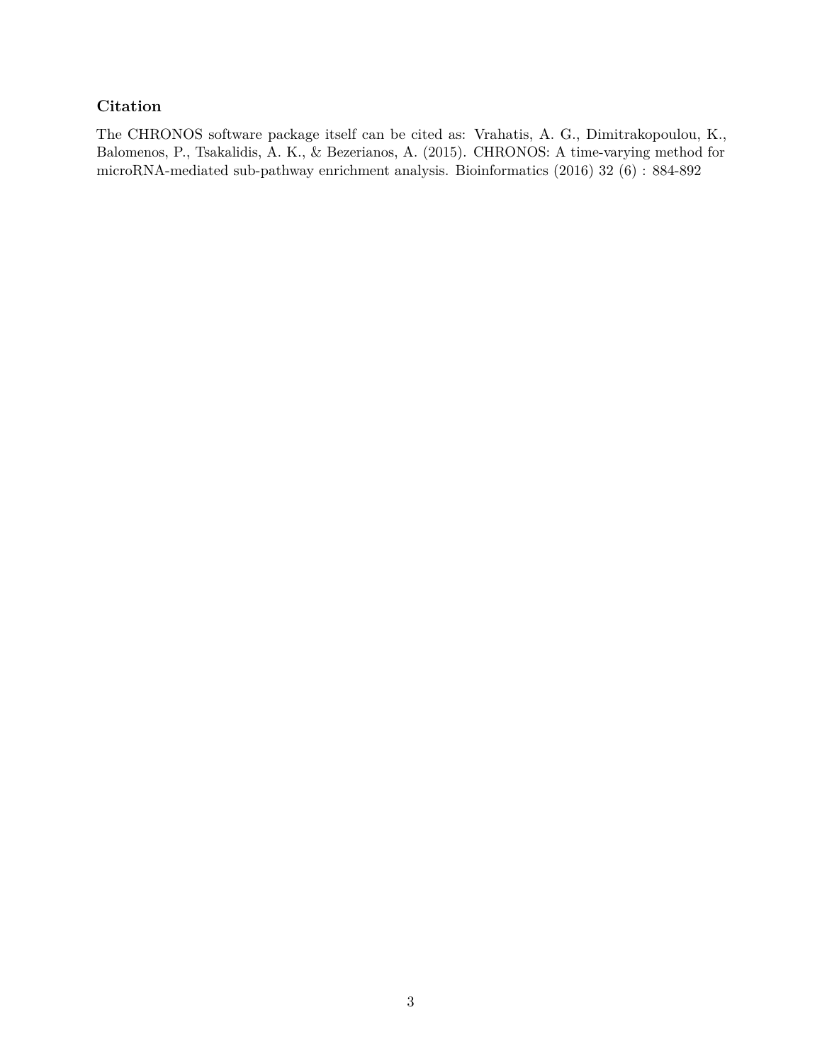### Citation

The CHRONOS software package itself can be cited as: Vrahatis, A. G., Dimitrakopoulou, K., Balomenos, P., Tsakalidis, A. K., & Bezerianos, A. (2015). CHRONOS: A time-varying method for microRNA-mediated sub-pathway enrichment analysis. Bioinformatics (2016) 32 (6) : 884-892